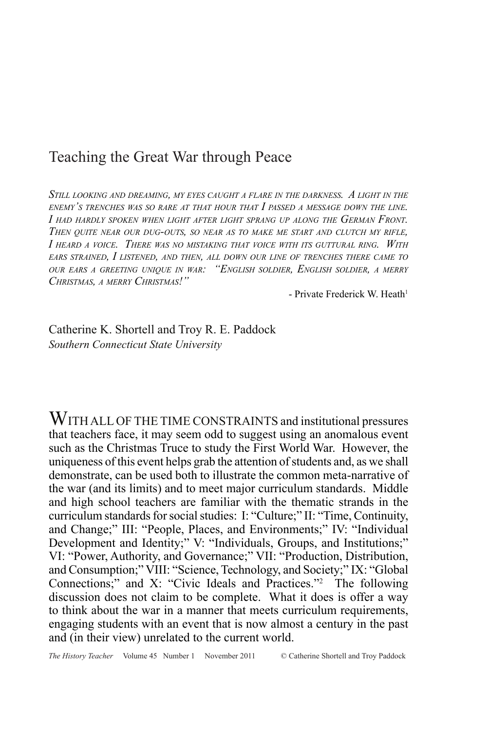# Teaching the Great War through Peace

*Still looking and dreaming, my eyes caught a flare in the darkness. A light in the enemy's trenches was so rare at that hour that I passed a message down the line. I had hardly spoken when light after light sprang up along the German Front. Then quite near our dug-outs, so near as to make me start and clutch my rifle, I heard a voice. There was no mistaking that voice with its guttural ring. With ears strained, I listened, and then, all down our line of trenches there came to our ears a greeting unique in war: "English soldier, English soldier, a merry Christmas, a merry Christmas!"*

- Private Frederick W. Heath[1]

Catherine K. Shortell and Troy R. E. Paddock
*Southern Connecticut State University*

WITH ALL OF THE TIME CONSTRAINTS and institutional pressures that teachers face, it may seem odd to suggest using an anomalous event such as the Christmas Truce to study the First World War. However, the uniqueness of this event helps grab the attention of students and, as we shall demonstrate, can be used both to illustrate the common meta-narrative of the war (and its limits) and to meet major curriculum standards. Middle and high school teachers are familiar with the thematic strands in the curriculum standards for social studies: I: "Culture;" II: "Time, Continuity, and Change;" III: "People, Places, and Environments;" IV: "Individual Development and Identity;" V: "Individuals, Groups, and Institutions;" VI: "Power, Authority, and Governance;" VII: "Production, Distribution, and Consumption;" VIII: "Science, Technology, and Society;" IX: "Global Connections;" and X: "Civic Ideals and Practices."[2] The following discussion does not claim to be complete. What it does is offer a way to think about the war in a manner that meets curriculum requirements, engaging students with an event that is now almost a century in the past and (in their view) unrelated to the current world.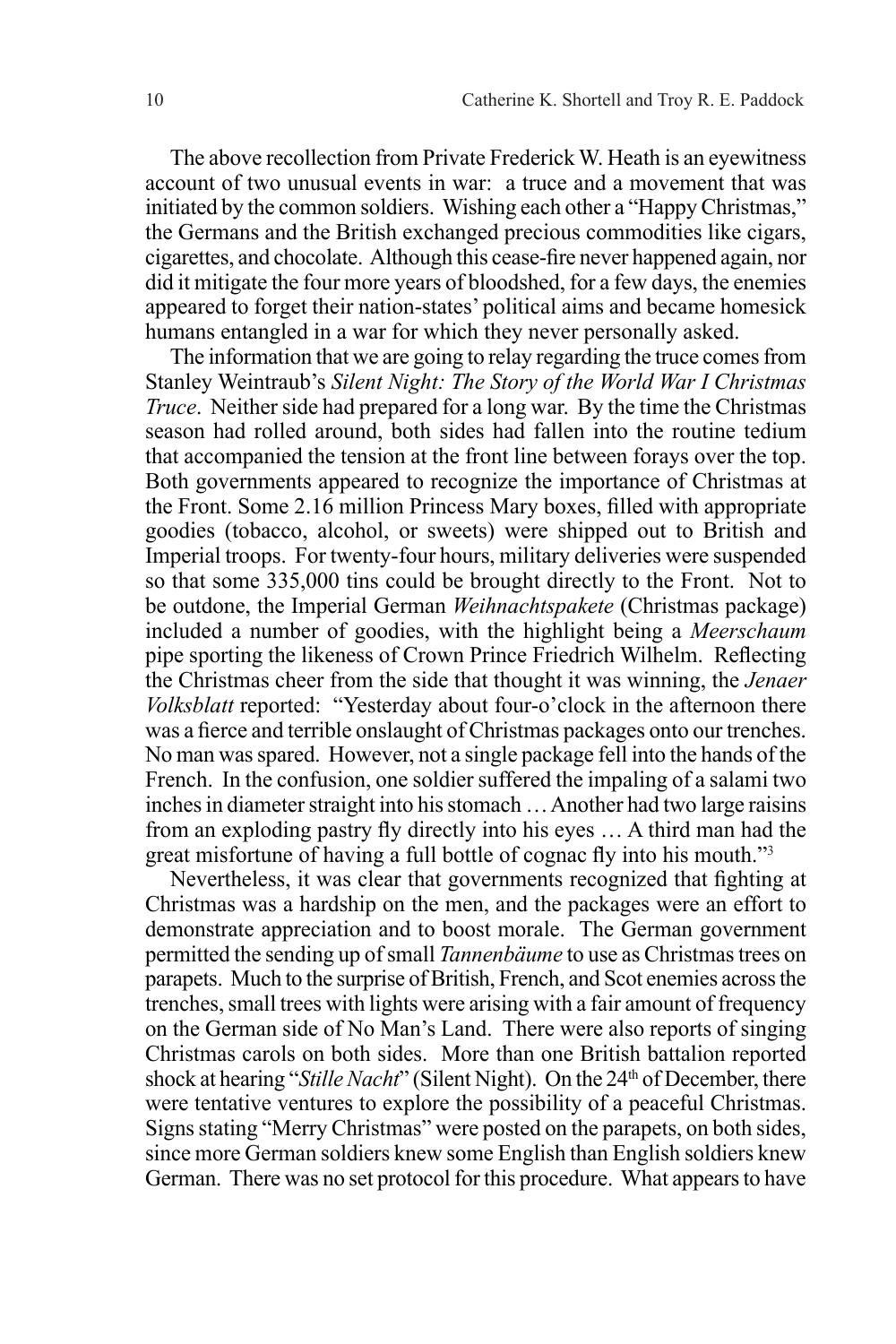The above recollection from Private Frederick W. Heath is an eyewitness account of two unusual events in war: a truce and a movement that was initiated by the common soldiers. Wishing each other a "Happy Christmas," the Germans and the British exchanged precious commodities like cigars, cigarettes, and chocolate. Although this cease-fire never happened again, nor did it mitigate the four more years of bloodshed, for a few days, the enemies appeared to forget their nation-states' political aims and became homesick humans entangled in a war for which they never personally asked.

The information that we are going to relay regarding the truce comes from Stanley Weintraub's *Silent Night: The Story of the World War I Christmas Truce*. Neither side had prepared for a long war. By the time the Christmas season had rolled around, both sides had fallen into the routine tedium that accompanied the tension at the front line between forays over the top. Both governments appeared to recognize the importance of Christmas at the Front. Some 2.16 million Princess Mary boxes, filled with appropriate goodies (tobacco, alcohol, or sweets) were shipped out to British and Imperial troops. For twenty-four hours, military deliveries were suspended so that some 335,000 tins could be brought directly to the Front. Not to be outdone, the Imperial German *Weihnachtspakete* (Christmas package) included a number of goodies, with the highlight being a *Meerschaum* pipe sporting the likeness of Crown Prince Friedrich Wilhelm. Reflecting the Christmas cheer from the side that thought it was winning, the *Jenaer Volksblatt* reported: "Yesterday about four-o'clock in the afternoon there was a fierce and terrible onslaught of Christmas packages onto our trenches. No man was spared. However, not a single package fell into the hands of the French. In the confusion, one soldier suffered the impaling of a salami two inches in diameter straight into his stomach … Another had two large raisins from an exploding pastry fly directly into his eyes … A third man had the great misfortune of having a full bottle of cognac fly into his mouth."[3]

Nevertheless, it was clear that governments recognized that fighting at Christmas was a hardship on the men, and the packages were an effort to demonstrate appreciation and to boost morale. The German government permitted the sending up of small *Tannenbäume* to use as Christmas trees on parapets. Much to the surprise of British, French, and Scot enemies across the trenches, small trees with lights were arising with a fair amount of frequency on the German side of No Man's Land. There were also reports of singing Christmas carols on both sides. More than one British battalion reported shock at hearing "*Stille Nacht*" (Silent Night). On the 24th of December, there were tentative ventures to explore the possibility of a peaceful Christmas. Signs stating "Merry Christmas" were posted on the parapets, on both sides, since more German soldiers knew some English than English soldiers knew German. There was no set protocol for this procedure. What appears to have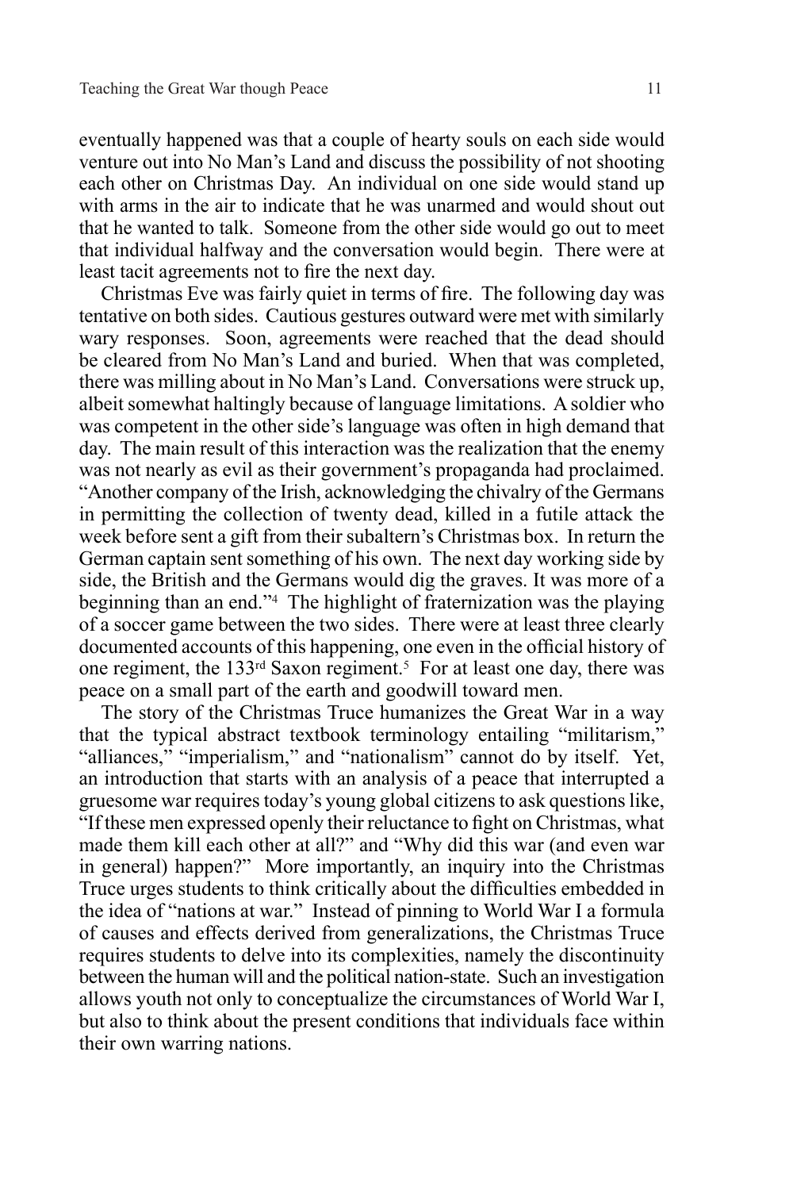eventually happened was that a couple of hearty souls on each side would venture out into No Man's Land and discuss the possibility of not shooting each other on Christmas Day. An individual on one side would stand up with arms in the air to indicate that he was unarmed and would shout out that he wanted to talk. Someone from the other side would go out to meet that individual halfway and the conversation would begin. There were at least tacit agreements not to fire the next day.

Christmas Eve was fairly quiet in terms of fire. The following day was tentative on both sides. Cautious gestures outward were met with similarly wary responses. Soon, agreements were reached that the dead should be cleared from No Man's Land and buried. When that was completed, there was milling about in No Man's Land. Conversations were struck up, albeit somewhat haltingly because of language limitations. A soldier who was competent in the other side's language was often in high demand that day. The main result of this interaction was the realization that the enemy was not nearly as evil as their government's propaganda had proclaimed. "Another company of the Irish, acknowledging the chivalry of the Germans in permitting the collection of twenty dead, killed in a futile attack the week before sent a gift from their subaltern's Christmas box. In return the German captain sent something of his own. The next day working side by side, the British and the Germans would dig the graves. It was more of a beginning than an end."[4] The highlight of fraternization was the playing of a soccer game between the two sides. There were at least three clearly documented accounts of this happening, one even in the official history of one regiment, the 133rd Saxon regiment.[5] For at least one day, there was peace on a small part of the earth and goodwill toward men.

The story of the Christmas Truce humanizes the Great War in a way that the typical abstract textbook terminology entailing "militarism," "alliances," "imperialism," and "nationalism" cannot do by itself. Yet, an introduction that starts with an analysis of a peace that interrupted a gruesome war requires today's young global citizens to ask questions like, "If these men expressed openly their reluctance to fight on Christmas, what made them kill each other at all?" and "Why did this war (and even war in general) happen?" More importantly, an inquiry into the Christmas Truce urges students to think critically about the difficulties embedded in the idea of "nations at war." Instead of pinning to World War I a formula of causes and effects derived from generalizations, the Christmas Truce requires students to delve into its complexities, namely the discontinuity between the human will and the political nation-state. Such an investigation allows youth not only to conceptualize the circumstances of World War I, but also to think about the present conditions that individuals face within their own warring nations.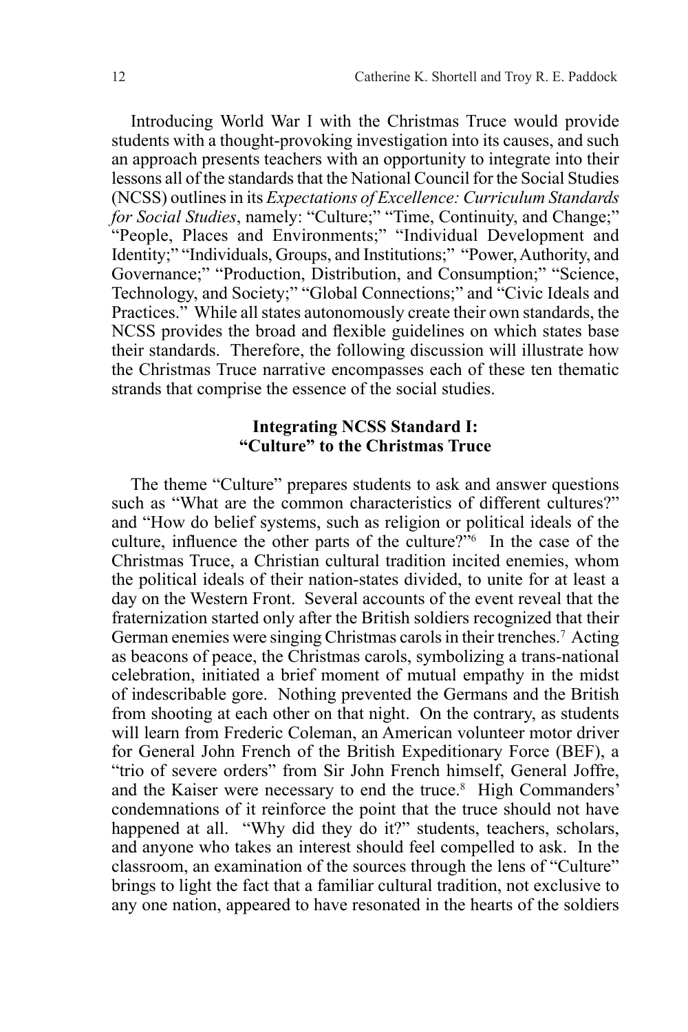Introducing World War I with the Christmas Truce would provide students with a thought-provoking investigation into its causes, and such an approach presents teachers with an opportunity to integrate into their lessons all of the standards that the National Council for the Social Studies (NCSS) outlines in its *Expectations of Excellence: Curriculum Standards for Social Studies*, namely: "Culture;" "Time, Continuity, and Change;" "People, Places and Environments;" "Individual Development and Identity;" "Individuals, Groups, and Institutions;" "Power, Authority, and Governance;" "Production, Distribution, and Consumption;" "Science, Technology, and Society;" "Global Connections;" and "Civic Ideals and Practices." While all states autonomously create their own standards, the NCSS provides the broad and flexible guidelines on which states base their standards. Therefore, the following discussion will illustrate how the Christmas Truce narrative encompasses each of these ten thematic strands that comprise the essence of the social studies.

### Integrating NCSS Standard I: "Culture" to the Christmas Truce

The theme "Culture" prepares students to ask and answer questions such as "What are the common characteristics of different cultures?" and "How do belief systems, such as religion or political ideals of the culture, influence the other parts of the culture?"[6] In the case of the Christmas Truce, a Christian cultural tradition incited enemies, whom the political ideals of their nation-states divided, to unite for at least a day on the Western Front. Several accounts of the event reveal that the fraternization started only after the British soldiers recognized that their German enemies were singing Christmas carols in their trenches.[7] Acting as beacons of peace, the Christmas carols, symbolizing a trans-national celebration, initiated a brief moment of mutual empathy in the midst of indescribable gore. Nothing prevented the Germans and the British from shooting at each other on that night. On the contrary, as students will learn from Frederic Coleman, an American volunteer motor driver for General John French of the British Expeditionary Force (BEF), a "trio of severe orders" from Sir John French himself, General Joffre, and the Kaiser were necessary to end the truce.[8] High Commanders' condemnations of it reinforce the point that the truce should not have happened at all. "Why did they do it?" students, teachers, scholars, and anyone who takes an interest should feel compelled to ask. In the classroom, an examination of the sources through the lens of "Culture" brings to light the fact that a familiar cultural tradition, not exclusive to any one nation, appeared to have resonated in the hearts of the soldiers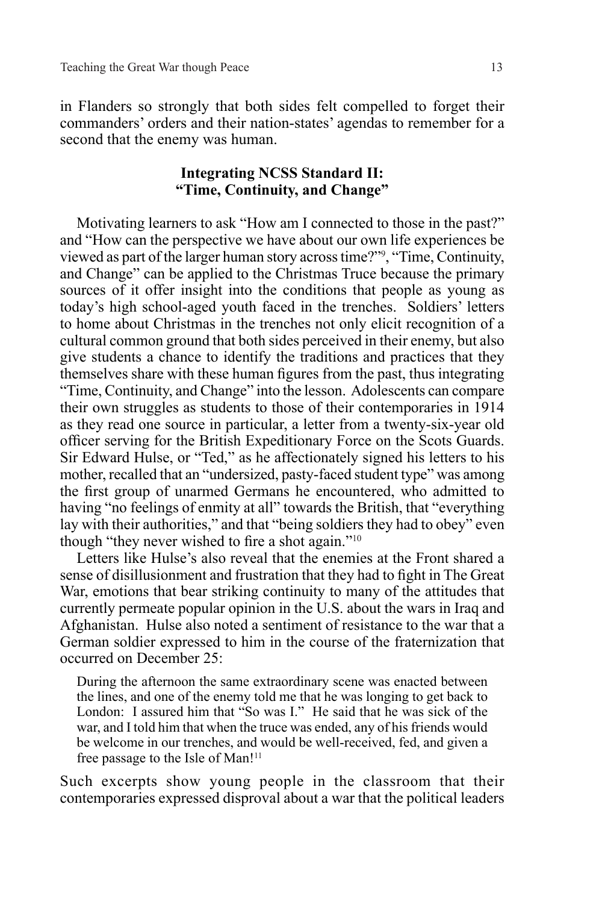in Flanders so strongly that both sides felt compelled to forget their commanders' orders and their nation-states' agendas to remember for a second that the enemy was human.

### Integrating NCSS Standard II: "Time, Continuity, and Change"

Motivating learners to ask "How am I connected to those in the past?" and "How can the perspective we have about our own life experiences be viewed as part of the larger human story across time?"[9], "Time, Continuity, and Change" can be applied to the Christmas Truce because the primary sources of it offer insight into the conditions that people as young as today's high school-aged youth faced in the trenches. Soldiers' letters to home about Christmas in the trenches not only elicit recognition of a cultural common ground that both sides perceived in their enemy, but also give students a chance to identify the traditions and practices that they themselves share with these human figures from the past, thus integrating "Time, Continuity, and Change" into the lesson. Adolescents can compare their own struggles as students to those of their contemporaries in 1914 as they read one source in particular, a letter from a twenty-six-year old officer serving for the British Expeditionary Force on the Scots Guards. Sir Edward Hulse, or "Ted," as he affectionately signed his letters to his mother, recalled that an "undersized, pasty-faced student type" was among the first group of unarmed Germans he encountered, who admitted to having "no feelings of enmity at all" towards the British, that "everything lay with their authorities," and that "being soldiers they had to obey" even though "they never wished to fire a shot again."[10]

Letters like Hulse's also reveal that the enemies at the Front shared a sense of disillusionment and frustration that they had to fight in The Great War, emotions that bear striking continuity to many of the attitudes that currently permeate popular opinion in the U.S. about the wars in Iraq and Afghanistan. Hulse also noted a sentiment of resistance to the war that a German soldier expressed to him in the course of the fraternization that occurred on December 25:

> During the afternoon the same extraordinary scene was enacted between the lines, and one of the enemy told me that he was longing to get back to London: I assured him that "So was I." He said that he was sick of the war, and I told him that when the truce was ended, any of his friends would be welcome in our trenches, and would be well-received, fed, and given a free passage to the Isle of Man![11]

Such excerpts show young people in the classroom that their contemporaries expressed disproval about a war that the political leaders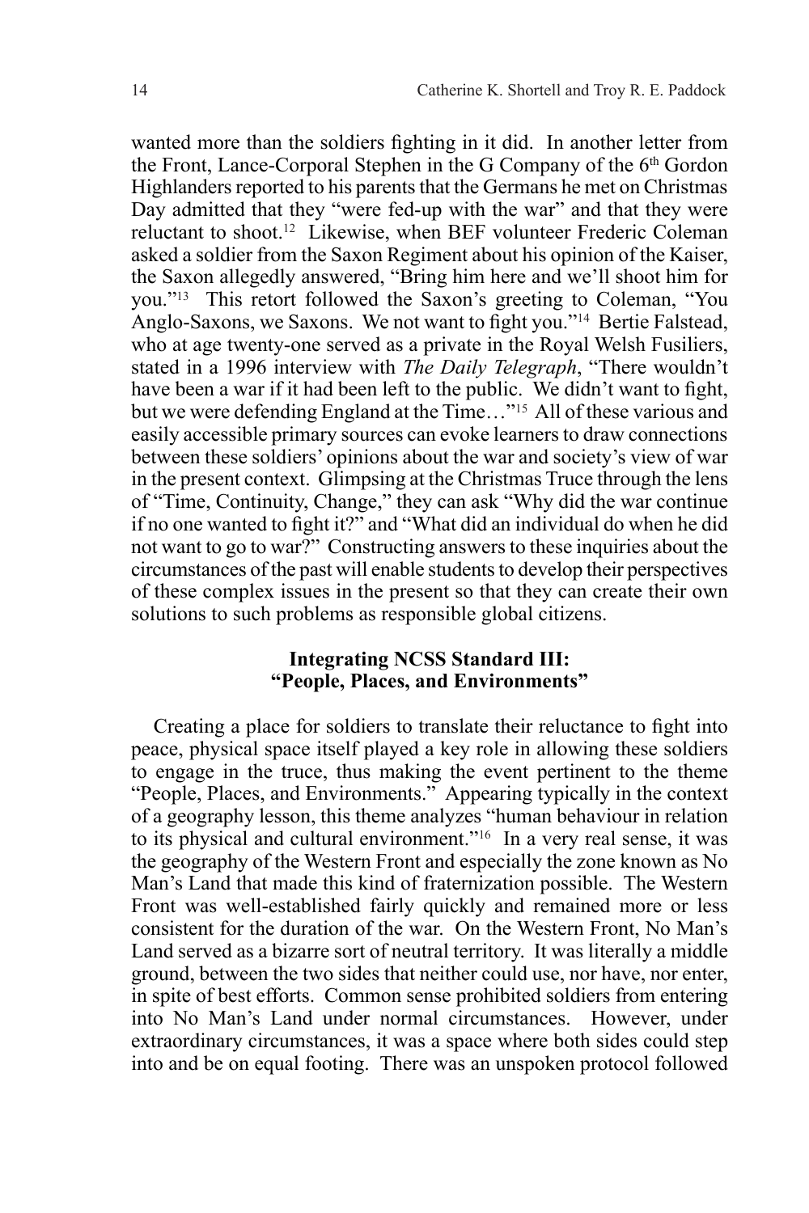wanted more than the soldiers fighting in it did. In another letter from the Front, Lance-Corporal Stephen in the G Company of the 6th Gordon Highlanders reported to his parents that the Germans he met on Christmas Day admitted that they "were fed-up with the war" and that they were reluctant to shoot.[12] Likewise, when BEF volunteer Frederic Coleman asked a soldier from the Saxon Regiment about his opinion of the Kaiser, the Saxon allegedly answered, "Bring him here and we'll shoot him for you."[13] This retort followed the Saxon's greeting to Coleman, "You Anglo-Saxons, we Saxons. We not want to fight you."[14] Bertie Falstead, who at age twenty-one served as a private in the Royal Welsh Fusiliers, stated in a 1996 interview with *The Daily Telegraph*, "There wouldn't have been a war if it had been left to the public. We didn't want to fight, but we were defending England at the Time…"[15] All of these various and easily accessible primary sources can evoke learners to draw connections between these soldiers' opinions about the war and society's view of war in the present context. Glimpsing at the Christmas Truce through the lens of "Time, Continuity, Change," they can ask "Why did the war continue if no one wanted to fight it?" and "What did an individual do when he did not want to go to war?" Constructing answers to these inquiries about the circumstances of the past will enable students to develop their perspectives of these complex issues in the present so that they can create their own solutions to such problems as responsible global citizens.

## Integrating NCSS Standard III: "People, Places, and Environments"

Creating a place for soldiers to translate their reluctance to fight into peace, physical space itself played a key role in allowing these soldiers to engage in the truce, thus making the event pertinent to the theme "People, Places, and Environments." Appearing typically in the context of a geography lesson, this theme analyzes "human behaviour in relation to its physical and cultural environment."[16] In a very real sense, it was the geography of the Western Front and especially the zone known as No Man's Land that made this kind of fraternization possible. The Western Front was well-established fairly quickly and remained more or less consistent for the duration of the war. On the Western Front, No Man's Land served as a bizarre sort of neutral territory. It was literally a middle ground, between the two sides that neither could use, nor have, nor enter, in spite of best efforts. Common sense prohibited soldiers from entering into No Man's Land under normal circumstances. However, under extraordinary circumstances, it was a space where both sides could step into and be on equal footing. There was an unspoken protocol followed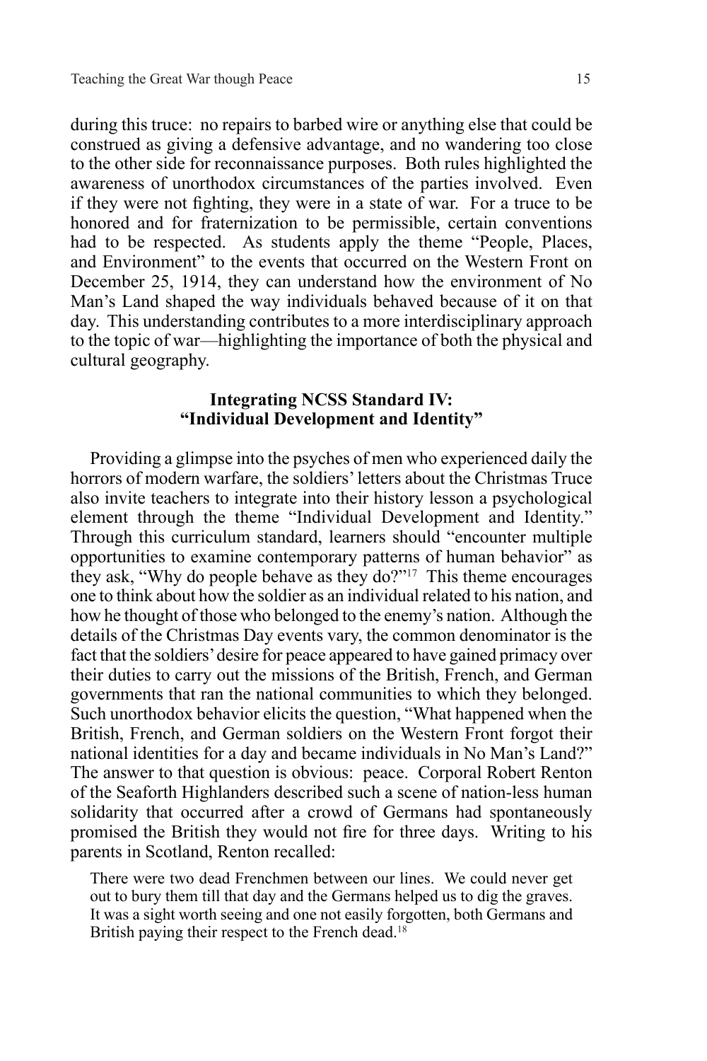during this truce: no repairs to barbed wire or anything else that could be construed as giving a defensive advantage, and no wandering too close to the other side for reconnaissance purposes. Both rules highlighted the awareness of unorthodox circumstances of the parties involved. Even if they were not fighting, they were in a state of war. For a truce to be honored and for fraternization to be permissible, certain conventions had to be respected. As students apply the theme "People, Places, and Environment" to the events that occurred on the Western Front on December 25, 1914, they can understand how the environment of No Man's Land shaped the way individuals behaved because of it on that day. This understanding contributes to a more interdisciplinary approach to the topic of war—highlighting the importance of both the physical and cultural geography.

## Integrating NCSS Standard IV: "Individual Development and Identity"

Providing a glimpse into the psyches of men who experienced daily the horrors of modern warfare, the soldiers' letters about the Christmas Truce also invite teachers to integrate into their history lesson a psychological element through the theme "Individual Development and Identity." Through this curriculum standard, learners should "encounter multiple opportunities to examine contemporary patterns of human behavior" as they ask, "Why do people behave as they do?"[17] This theme encourages one to think about how the soldier as an individual related to his nation, and how he thought of those who belonged to the enemy's nation. Although the details of the Christmas Day events vary, the common denominator is the fact that the soldiers' desire for peace appeared to have gained primacy over their duties to carry out the missions of the British, French, and German governments that ran the national communities to which they belonged. Such unorthodox behavior elicits the question, "What happened when the British, French, and German soldiers on the Western Front forgot their national identities for a day and became individuals in No Man's Land?" The answer to that question is obvious: peace. Corporal Robert Renton of the Seaforth Highlanders described such a scene of nation-less human solidarity that occurred after a crowd of Germans had spontaneously promised the British they would not fire for three days. Writing to his parents in Scotland, Renton recalled:

> There were two dead Frenchmen between our lines. We could never get out to bury them till that day and the Germans helped us to dig the graves. It was a sight worth seeing and one not easily forgotten, both Germans and British paying their respect to the French dead.[18]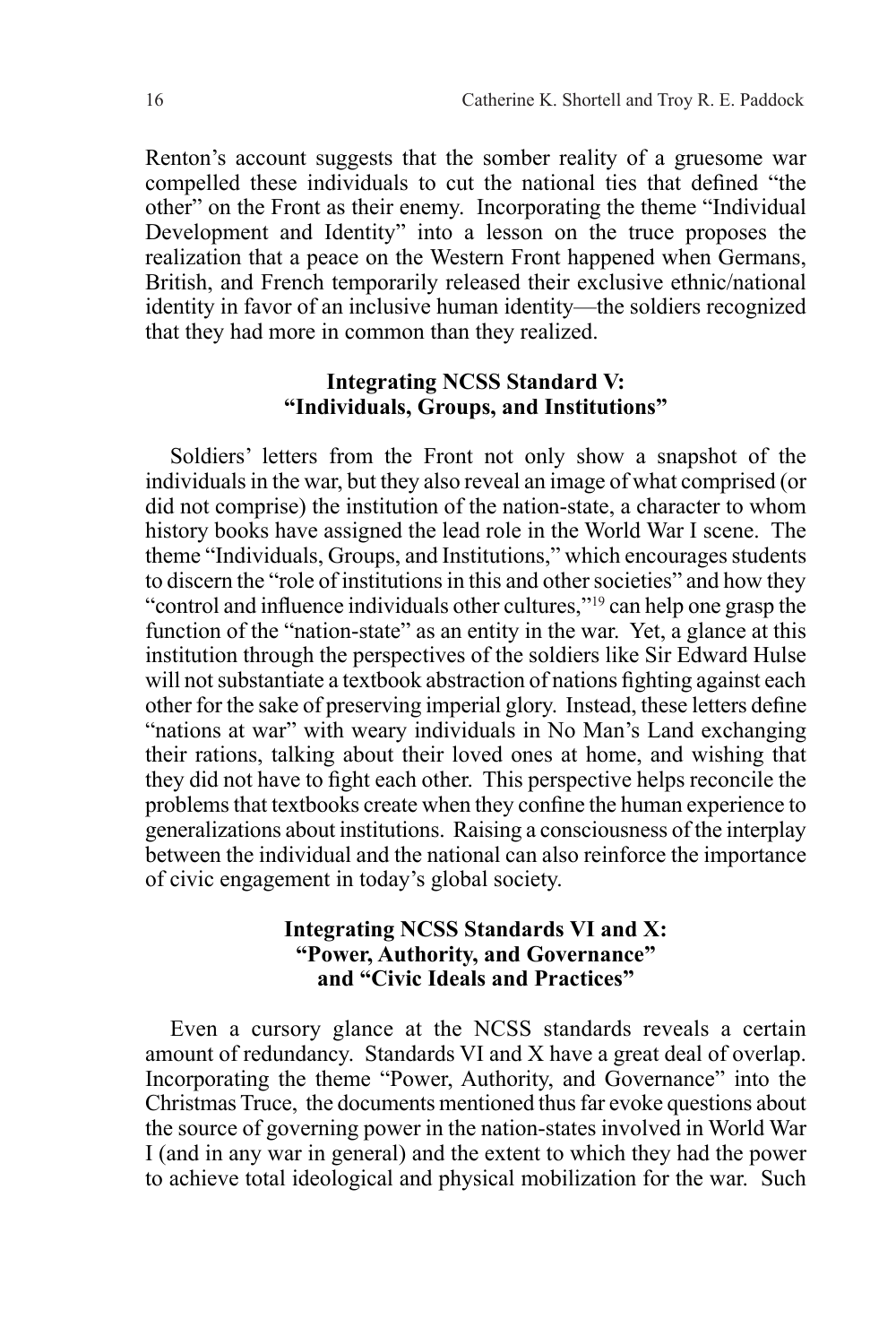Renton's account suggests that the somber reality of a gruesome war compelled these individuals to cut the national ties that defined "the other" on the Front as their enemy. Incorporating the theme "Individual Development and Identity" into a lesson on the truce proposes the realization that a peace on the Western Front happened when Germans, British, and French temporarily released their exclusive ethnic/national identity in favor of an inclusive human identity—the soldiers recognized that they had more in common than they realized.

### Integrating NCSS Standard V: "Individuals, Groups, and Institutions"

Soldiers' letters from the Front not only show a snapshot of the individuals in the war, but they also reveal an image of what comprised (or did not comprise) the institution of the nation-state, a character to whom history books have assigned the lead role in the World War I scene. The theme "Individuals, Groups, and Institutions," which encourages students to discern the "role of institutions in this and other societies" and how they "control and influence individuals other cultures,"[19] can help one grasp the function of the "nation-state" as an entity in the war. Yet, a glance at this institution through the perspectives of the soldiers like Sir Edward Hulse will not substantiate a textbook abstraction of nations fighting against each other for the sake of preserving imperial glory. Instead, these letters define "nations at war" with weary individuals in No Man's Land exchanging their rations, talking about their loved ones at home, and wishing that they did not have to fight each other. This perspective helps reconcile the problems that textbooks create when they confine the human experience to generalizations about institutions. Raising a consciousness of the interplay between the individual and the national can also reinforce the importance of civic engagement in today's global society.

### Integrating NCSS Standards VI and X: "Power, Authority, and Governance" and "Civic Ideals and Practices"

Even a cursory glance at the NCSS standards reveals a certain amount of redundancy. Standards VI and X have a great deal of overlap. Incorporating the theme "Power, Authority, and Governance" into the Christmas Truce, the documents mentioned thus far evoke questions about the source of governing power in the nation-states involved in World War I (and in any war in general) and the extent to which they had the power to achieve total ideological and physical mobilization for the war. Such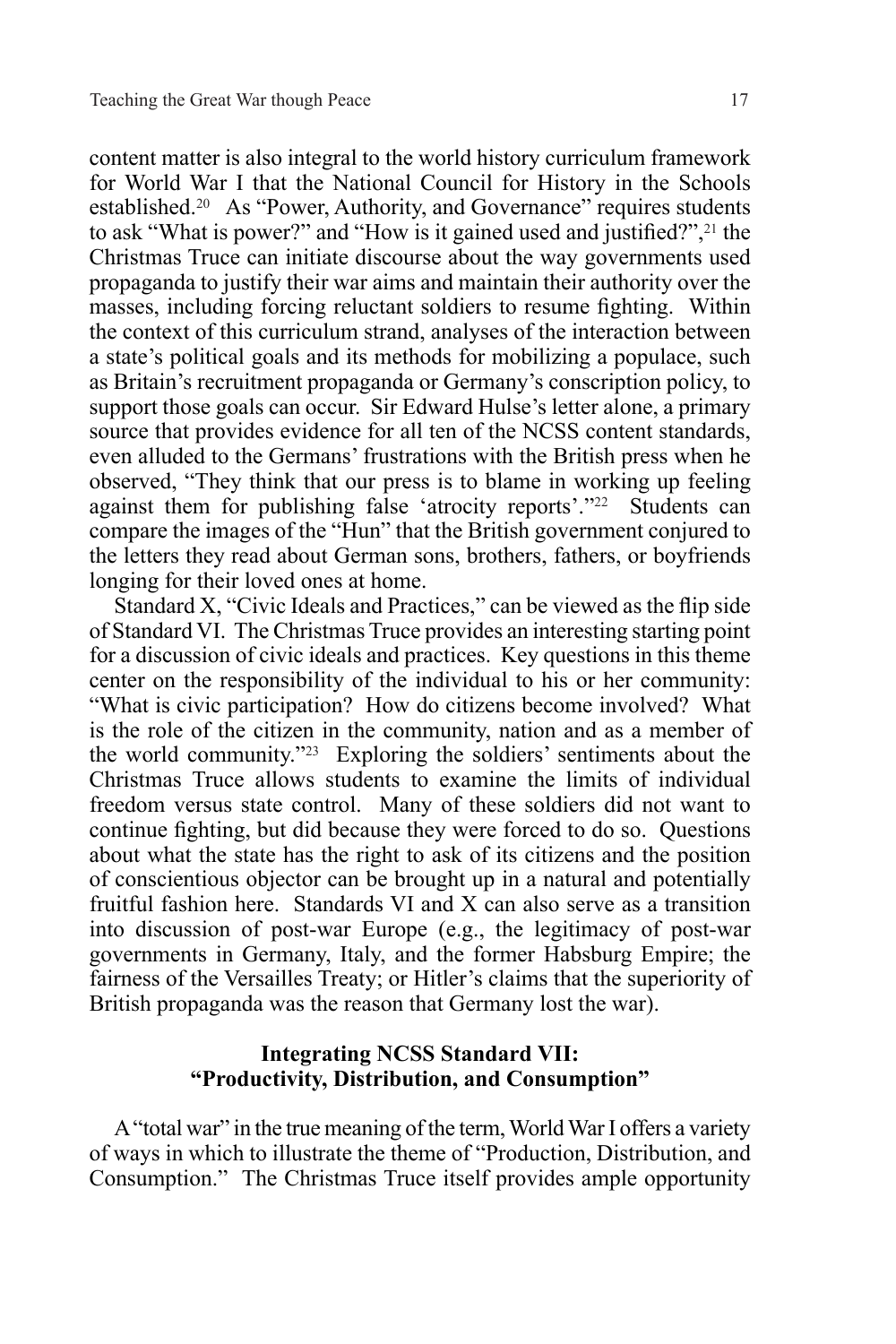content matter is also integral to the world history curriculum framework for World War I that the National Council for History in the Schools established.[20] As "Power, Authority, and Governance" requires students to ask "What is power?" and "How is it gained used and justified?",[21] the Christmas Truce can initiate discourse about the way governments used propaganda to justify their war aims and maintain their authority over the masses, including forcing reluctant soldiers to resume fighting. Within the context of this curriculum strand, analyses of the interaction between a state's political goals and its methods for mobilizing a populace, such as Britain's recruitment propaganda or Germany's conscription policy, to support those goals can occur. Sir Edward Hulse's letter alone, a primary source that provides evidence for all ten of the NCSS content standards, even alluded to the Germans' frustrations with the British press when he observed, "They think that our press is to blame in working up feeling against them for publishing false 'atrocity reports'."[22] Students can compare the images of the "Hun" that the British government conjured to the letters they read about German sons, brothers, fathers, or boyfriends longing for their loved ones at home.

Standard X, "Civic Ideals and Practices," can be viewed as the flip side of Standard VI. The Christmas Truce provides an interesting starting point for a discussion of civic ideals and practices. Key questions in this theme center on the responsibility of the individual to his or her community: "What is civic participation? How do citizens become involved? What is the role of the citizen in the community, nation and as a member of the world community."[23] Exploring the soldiers' sentiments about the Christmas Truce allows students to examine the limits of individual freedom versus state control. Many of these soldiers did not want to continue fighting, but did because they were forced to do so. Questions about what the state has the right to ask of its citizens and the position of conscientious objector can be brought up in a natural and potentially fruitful fashion here. Standards VI and X can also serve as a transition into discussion of post-war Europe (e.g., the legitimacy of post-war governments in Germany, Italy, and the former Habsburg Empire; the fairness of the Versailles Treaty; or Hitler's claims that the superiority of British propaganda was the reason that Germany lost the war).

## Integrating NCSS Standard VII: "Productivity, Distribution, and Consumption"

A "total war" in the true meaning of the term, World War I offers a variety of ways in which to illustrate the theme of "Production, Distribution, and Consumption." The Christmas Truce itself provides ample opportunity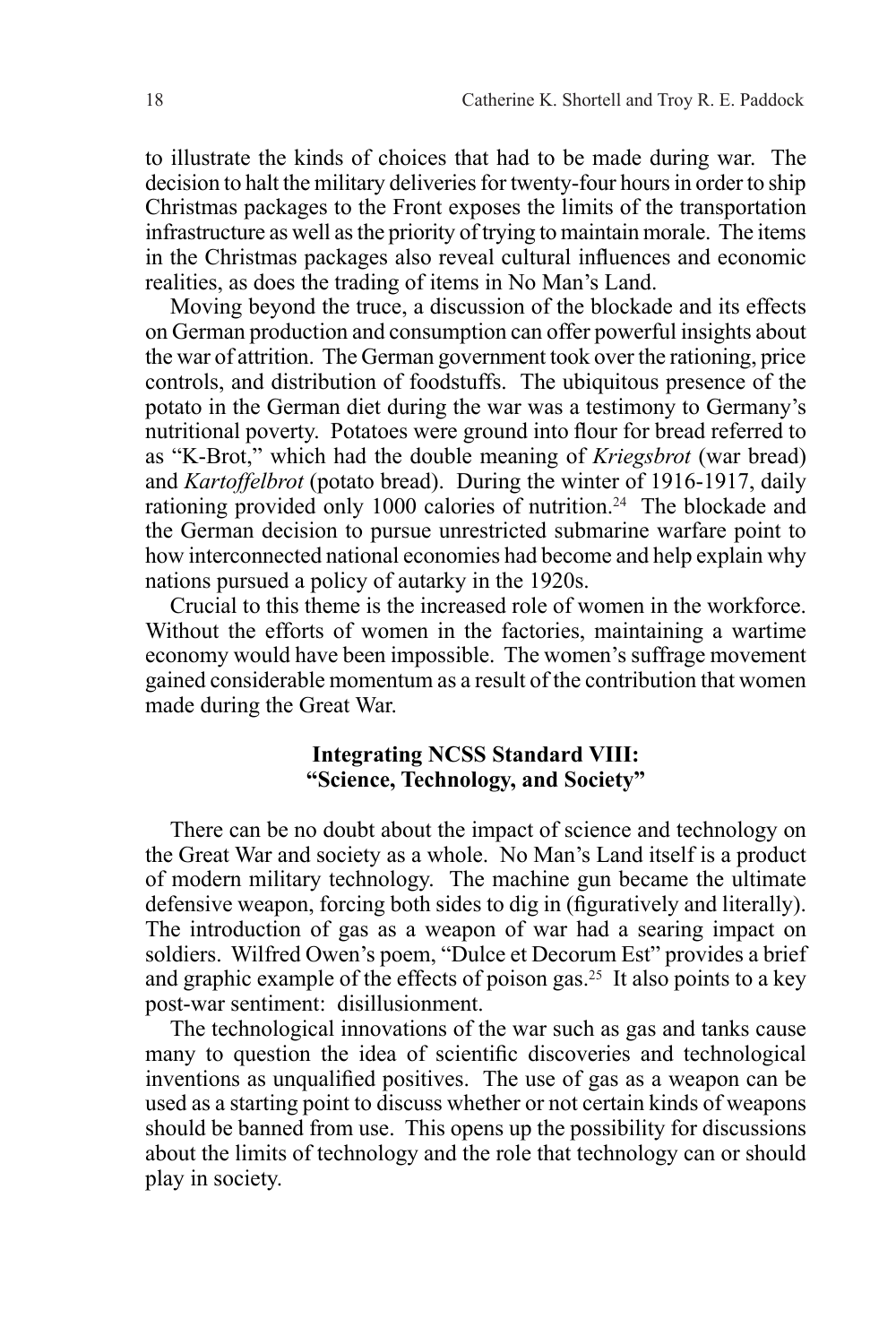to illustrate the kinds of choices that had to be made during war. The decision to halt the military deliveries for twenty-four hours in order to ship Christmas packages to the Front exposes the limits of the transportation infrastructure as well as the priority of trying to maintain morale. The items in the Christmas packages also reveal cultural influences and economic realities, as does the trading of items in No Man's Land.

Moving beyond the truce, a discussion of the blockade and its effects on German production and consumption can offer powerful insights about the war of attrition. The German government took over the rationing, price controls, and distribution of foodstuffs. The ubiquitous presence of the potato in the German diet during the war was a testimony to Germany's nutritional poverty. Potatoes were ground into flour for bread referred to as "K-Brot," which had the double meaning of *Kriegsbrot* (war bread) and *Kartoffelbrot* (potato bread). During the winter of 1916-1917, daily rationing provided only 1000 calories of nutrition.[24] The blockade and the German decision to pursue unrestricted submarine warfare point to how interconnected national economies had become and help explain why nations pursued a policy of autarky in the 1920s.

Crucial to this theme is the increased role of women in the workforce. Without the efforts of women in the factories, maintaining a wartime economy would have been impossible. The women's suffrage movement gained considerable momentum as a result of the contribution that women made during the Great War.

### Integrating NCSS Standard VIII: "Science, Technology, and Society"

There can be no doubt about the impact of science and technology on the Great War and society as a whole. No Man's Land itself is a product of modern military technology. The machine gun became the ultimate defensive weapon, forcing both sides to dig in (figuratively and literally). The introduction of gas as a weapon of war had a searing impact on soldiers. Wilfred Owen's poem, "Dulce et Decorum Est" provides a brief and graphic example of the effects of poison gas.[25] It also points to a key post-war sentiment: disillusionment.

The technological innovations of the war such as gas and tanks cause many to question the idea of scientific discoveries and technological inventions as unqualified positives. The use of gas as a weapon can be used as a starting point to discuss whether or not certain kinds of weapons should be banned from use. This opens up the possibility for discussions about the limits of technology and the role that technology can or should play in society.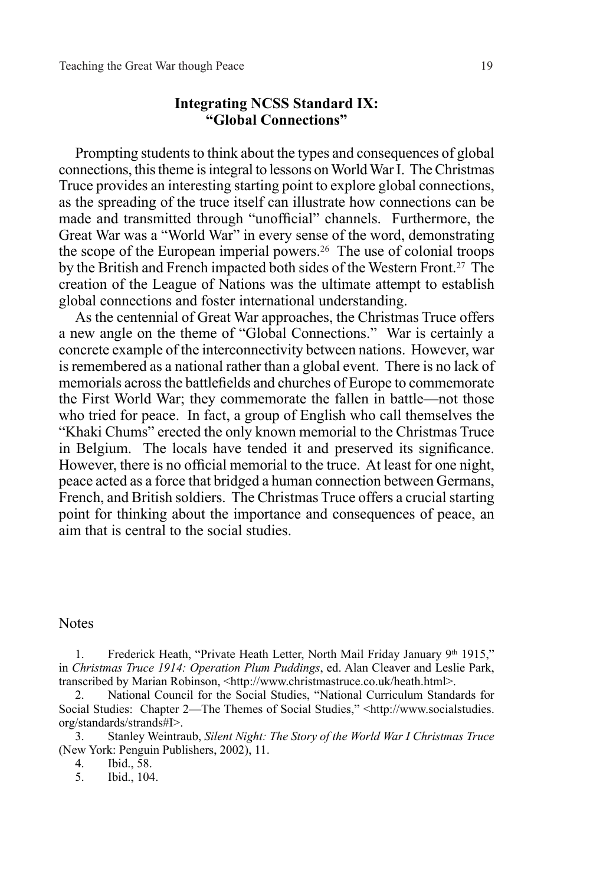## Integrating NCSS Standard IX: "Global Connections"

Prompting students to think about the types and consequences of global connections, this theme is integral to lessons on World War I. The Christmas Truce provides an interesting starting point to explore global connections, as the spreading of the truce itself can illustrate how connections can be made and transmitted through "unofficial" channels. Furthermore, the Great War was a "World War" in every sense of the word, demonstrating the scope of the European imperial powers.[26] The use of colonial troops by the British and French impacted both sides of the Western Front.[27] The creation of the League of Nations was the ultimate attempt to establish global connections and foster international understanding.

As the centennial of Great War approaches, the Christmas Truce offers a new angle on the theme of "Global Connections." War is certainly a concrete example of the interconnectivity between nations. However, war is remembered as a national rather than a global event. There is no lack of memorials across the battlefields and churches of Europe to commemorate the First World War; they commemorate the fallen in battle—not those who tried for peace. In fact, a group of English who call themselves the "Khaki Chums" erected the only known memorial to the Christmas Truce in Belgium. The locals have tended it and preserved its significance. However, there is no official memorial to the truce. At least for one night, peace acted as a force that bridged a human connection between Germans, French, and British soldiers. The Christmas Truce offers a crucial starting point for thinking about the importance and consequences of peace, an aim that is central to the social studies.

Notes

1. Frederick Heath, "Private Heath Letter, North Mail Friday January 9th 1915," in *Christmas Truce 1914: Operation Plum Puddings*, ed. Alan Cleaver and Leslie Park, transcribed by Marian Robinson, <http://www.christmastruce.co.uk/heath.html>.
2. National Council for the Social Studies, "National Curriculum Standards for Social Studies: Chapter 2—The Themes of Social Studies," <http://www.socialstudies.org/standards/strands#I>.
3. Stanley Weintraub, *Silent Night: The Story of the World War I Christmas Truce* (New York: Penguin Publishers, 2002), 11.
4. Ibid., 58.
5. Ibid., 104.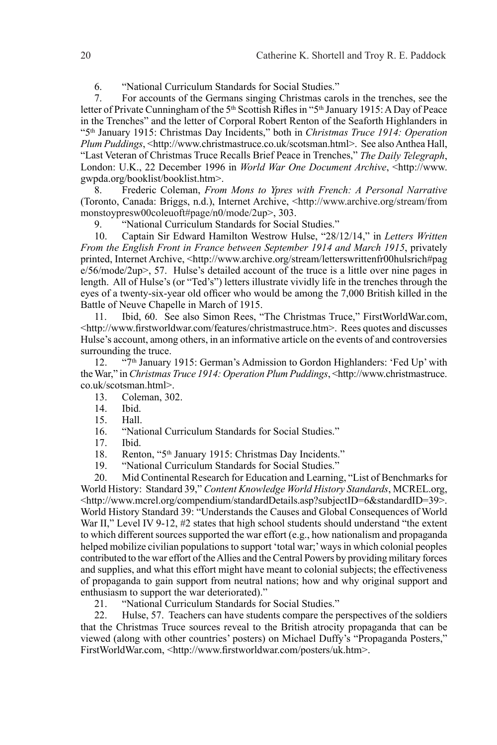6. "National Curriculum Standards for Social Studies."

7. For accounts of the Germans singing Christmas carols in the trenches, see the letter of Private Cunningham of the 5th Scottish Rifles in "5th January 1915: A Day of Peace in the Trenches" and the letter of Corporal Robert Renton of the Seaforth Highlanders in "5th January 1915: Christmas Day Incidents," both in *Christmas Truce 1914: Operation Plum Puddings*, <http://www.christmastruce.co.uk/scotsman.html>. See also Anthea Hall, "Last Veteran of Christmas Truce Recalls Brief Peace in Trenches," *The Daily Telegraph*, London: U.K., 22 December 1996 in *World War One Document Archive*, <http://www.gwpda.org/booklist/booklist.htm>.

8. Frederic Coleman, *From Mons to Ypres with French: A Personal Narrative* (Toronto, Canada: Briggs, n.d.), Internet Archive, <http://www.archive.org/stream/frommonstoypresw00coleuoft#page/n0/mode/2up>, 303.

9. "National Curriculum Standards for Social Studies."

10. Captain Sir Edward Hamilton Westrow Hulse, "28/12/14," in *Letters Written From the English Front in France between September 1914 and March 1915*, privately printed, Internet Archive, <http://www.archive.org/stream/letterswrittenfr00hulsrich#page/56/mode/2up>, 57. Hulse's detailed account of the truce is a little over nine pages in length. All of Hulse's (or "Ted's") letters illustrate vividly life in the trenches through the eyes of a twenty-six-year old officer who would be among the 7,000 British killed in the Battle of Neuve Chapelle in March of 1915.

11. Ibid, 60. See also Simon Rees, "The Christmas Truce," FirstWorldWar.com, <http://www.firstworldwar.com/features/christmastruce.htm>. Rees quotes and discusses Hulse's account, among others, in an informative article on the events of and controversies surrounding the truce.

12. "7th January 1915: German's Admission to Gordon Highlanders: 'Fed Up' with the War," in *Christmas Truce 1914: Operation Plum Puddings*, <http://www.christmastruce.co.uk/scotsman.html>.

13. Coleman, 302.

14. Ibid.

15. Hall.

16. "National Curriculum Standards for Social Studies."

17. Ibid.

18. Renton, "5th January 1915: Christmas Day Incidents."

19. "National Curriculum Standards for Social Studies."

20. Mid Continental Research for Education and Learning, "List of Benchmarks for World History: Standard 39," *Content Knowledge World History Standards*, MCREL.org, <http://www.mcrel.org/compendium/standardDetails.asp?subjectID=6&standardID=39>. World History Standard 39: "Understands the Causes and Global Consequences of World War II," Level IV 9-12, #2 states that high school students should understand "the extent to which different sources supported the war effort (e.g., how nationalism and propaganda helped mobilize civilian populations to support 'total war;' ways in which colonial peoples contributed to the war effort of the Allies and the Central Powers by providing military forces and supplies, and what this effort might have meant to colonial subjects; the effectiveness of propaganda to gain support from neutral nations; how and why original support and enthusiasm to support the war deteriorated)."

21. "National Curriculum Standards for Social Studies."

22. Hulse, 57. Teachers can have students compare the perspectives of the soldiers that the Christmas Truce sources reveal to the British atrocity propaganda that can be viewed (along with other countries' posters) on Michael Duffy's "Propaganda Posters," FirstWorldWar.com, <http://www.firstworldwar.com/posters/uk.htm>.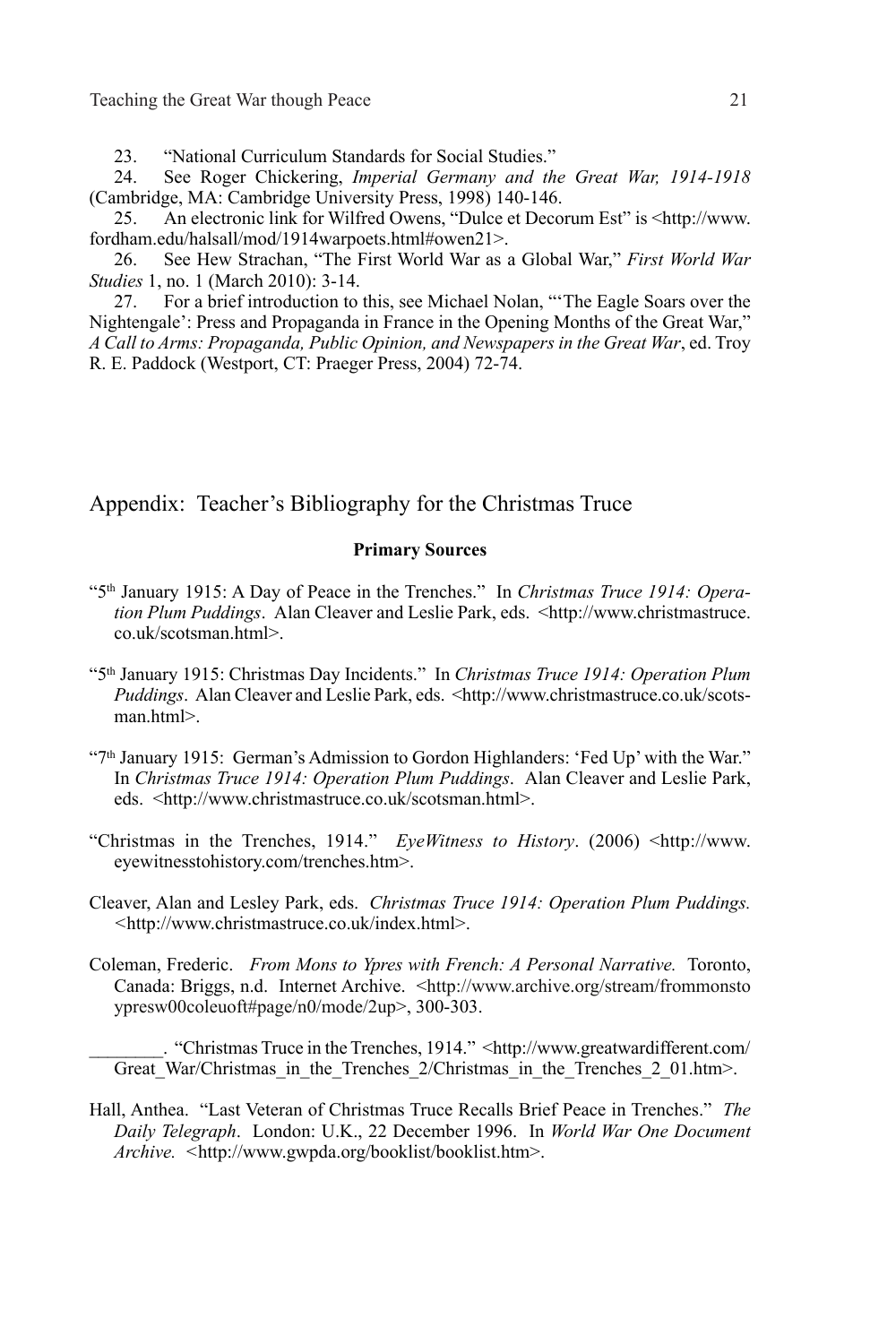23. "National Curriculum Standards for Social Studies."

24. See Roger Chickering, *Imperial Germany and the Great War, 1914-1918* (Cambridge, MA: Cambridge University Press, 1998) 140-146.

25. An electronic link for Wilfred Owens, "Dulce et Decorum Est" is <http://www.fordham.edu/halsall/mod/1914warpoets.html#owen21>.

26. See Hew Strachan, "The First World War as a Global War," *First World War Studies* 1, no. 1 (March 2010): 3-14.

27. For a brief introduction to this, see Michael Nolan, "'The Eagle Soars over the Nightengale': Press and Propaganda in France in the Opening Months of the Great War," *A Call to Arms: Propaganda, Public Opinion, and Newspapers in the Great War*, ed. Troy R. E. Paddock (Westport, CT: Praeger Press, 2004) 72-74.

## Appendix: Teacher's Bibliography for the Christmas Truce

### Primary Sources

"5th January 1915: A Day of Peace in the Trenches." In *Christmas Truce 1914: Operation Plum Puddings*. Alan Cleaver and Leslie Park, eds. <http://www.christmastruce.co.uk/scotsman.html>.

"5th January 1915: Christmas Day Incidents." In *Christmas Truce 1914: Operation Plum Puddings*. Alan Cleaver and Leslie Park, eds. <http://www.christmastruce.co.uk/scotsman.html>.

"7th January 1915: German's Admission to Gordon Highlanders: 'Fed Up' with the War." In *Christmas Truce 1914: Operation Plum Puddings*. Alan Cleaver and Leslie Park, eds. <http://www.christmastruce.co.uk/scotsman.html>.

"Christmas in the Trenches, 1914." *EyeWitness to History*. (2006) <http://www.eyewitnesstohistory.com/trenches.htm>.

Cleaver, Alan and Lesley Park, eds. *Christmas Truce 1914: Operation Plum Puddings.* <http://www.christmastruce.co.uk/index.html>.

Coleman, Frederic. *From Mons to Ypres with French: A Personal Narrative.* Toronto, Canada: Briggs, n.d. Internet Archive. <http://www.archive.org/stream/frommonstoypresw00coleuoft#page/n0/mode/2up>, 300-303.

________. "Christmas Truce in the Trenches, 1914." <http://www.greatwardifferent.com/Great_War/Christmas_in_the_Trenches_2/Christmas_in_the_Trenches_2_01.htm>.

Hall, Anthea. "Last Veteran of Christmas Truce Recalls Brief Peace in Trenches." *The Daily Telegraph*. London: U.K., 22 December 1996. In *World War One Document Archive.* <http://www.gwpda.org/booklist/booklist.htm>.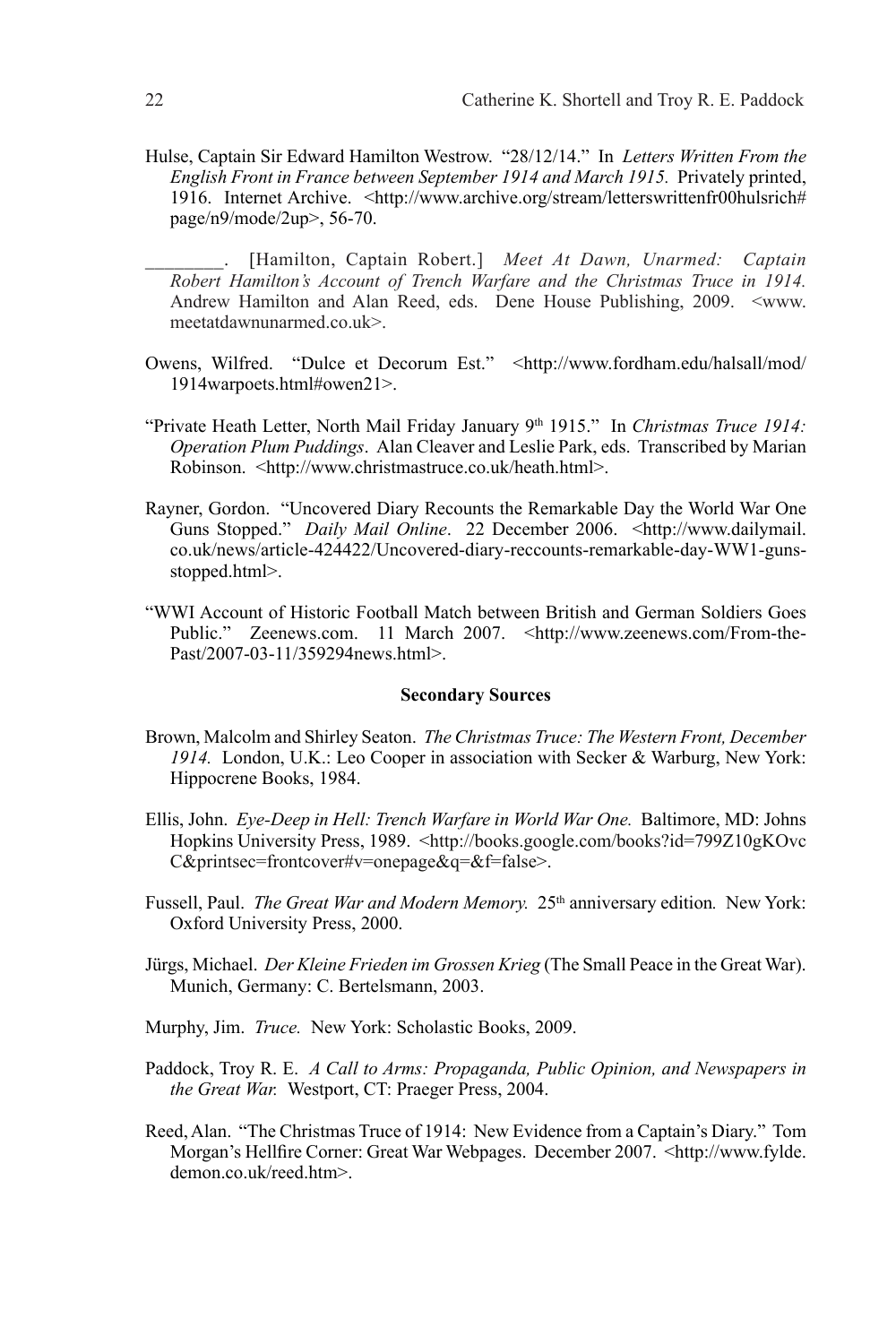Hulse, Captain Sir Edward Hamilton Westrow. "28/12/14." In *Letters Written From the English Front in France between September 1914 and March 1915.* Privately printed, 1916. Internet Archive. <http://www.archive.org/stream/letterswrittenfr00hulsrich#page/n9/mode/2up>, 56-70.

________. [Hamilton, Captain Robert.] *Meet At Dawn, Unarmed: Captain Robert Hamilton's Account of Trench Warfare and the Christmas Truce in 1914.* Andrew Hamilton and Alan Reed, eds. Dene House Publishing, 2009. <www.meetatdawnunarmed.co.uk>.

Owens, Wilfred. "Dulce et Decorum Est." <http://www.fordham.edu/halsall/mod/1914warpoets.html#owen21>.

"Private Heath Letter, North Mail Friday January 9th 1915." In *Christmas Truce 1914: Operation Plum Puddings*. Alan Cleaver and Leslie Park, eds. Transcribed by Marian Robinson. <http://www.christmastruce.co.uk/heath.html>.

Rayner, Gordon. "Uncovered Diary Recounts the Remarkable Day the World War One Guns Stopped." *Daily Mail Online*. 22 December 2006. <http://www.dailymail.co.uk/news/article-424422/Uncovered-diary-reccounts-remarkable-day-WW1-guns-stopped.html>.

"WWI Account of Historic Football Match between British and German Soldiers Goes Public." Zeenews.com. 11 March 2007. <http://www.zeenews.com/From-the-Past/2007-03-11/359294news.html>.

**Secondary Sources**

Brown, Malcolm and Shirley Seaton. *The Christmas Truce: The Western Front, December 1914.* London, U.K.: Leo Cooper in association with Secker & Warburg, New York: Hippocrene Books, 1984.

Ellis, John. *Eye-Deep in Hell: Trench Warfare in World War One.* Baltimore, MD: Johns Hopkins University Press, 1989. <http://books.google.com/books?id=799Z10gKOvcC&printsec=frontcover#v=onepage&q=&f=false>.

Fussell, Paul. *The Great War and Modern Memory.* 25th anniversary edition*.* New York: Oxford University Press, 2000.

Jürgs, Michael. *Der Kleine Frieden im Grossen Krieg* (The Small Peace in the Great War). Munich, Germany: C. Bertelsmann, 2003.

Murphy, Jim. *Truce.* New York: Scholastic Books, 2009.

Paddock, Troy R. E. *A Call to Arms: Propaganda, Public Opinion, and Newspapers in the Great War.* Westport, CT: Praeger Press, 2004.

Reed, Alan. "The Christmas Truce of 1914: New Evidence from a Captain's Diary." Tom Morgan's Hellfire Corner: Great War Webpages. December 2007. <http://www.fylde.demon.co.uk/reed.htm>.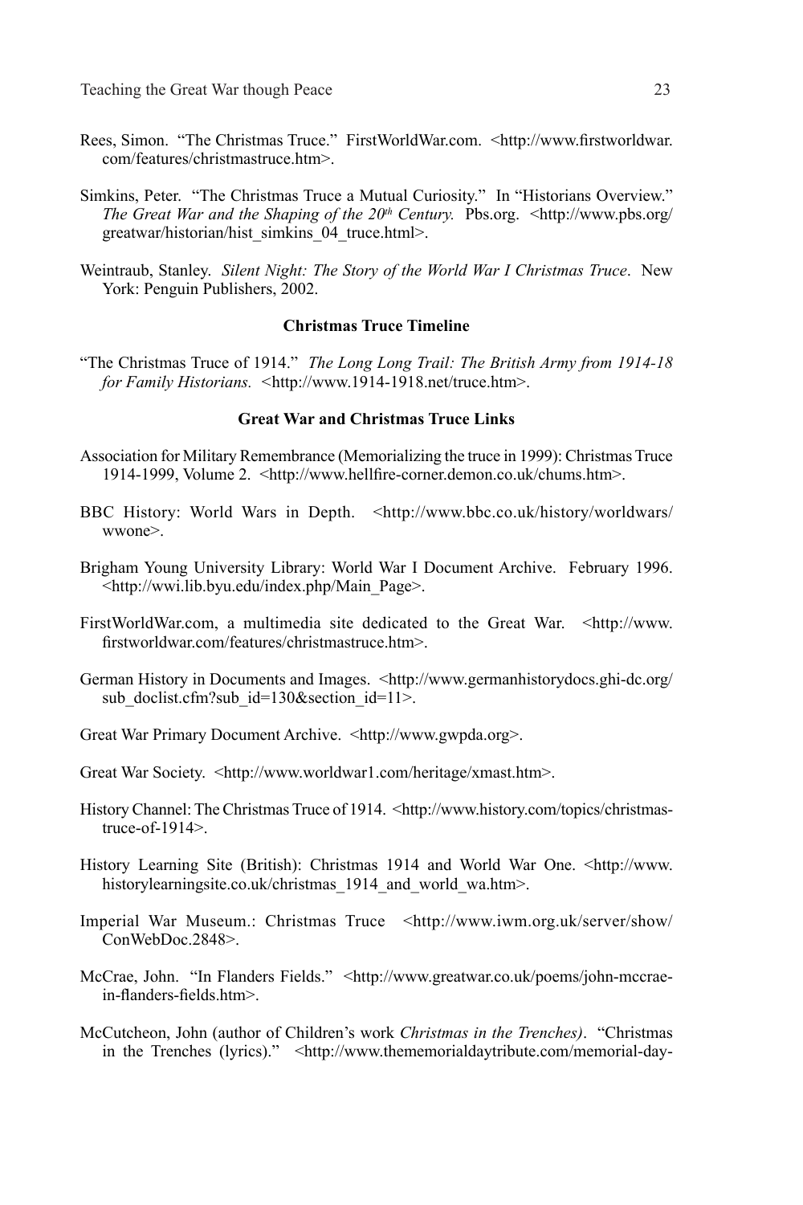Rees, Simon. "The Christmas Truce." FirstWorldWar.com. <http://www.firstworldwar.com/features/christmastruce.htm>.

Simkins, Peter. "The Christmas Truce a Mutual Curiosity." In "Historians Overview." *The Great War and the Shaping of the 20th Century.* Pbs.org. <http://www.pbs.org/greatwar/historian/hist_simkins_04_truce.html>.

Weintraub, Stanley. *Silent Night: The Story of the World War I Christmas Truce*. New York: Penguin Publishers, 2002.

**Christmas Truce Timeline**

"The Christmas Truce of 1914." *The Long Long Trail: The British Army from 1914-18 for Family Historians.* <http://www.1914-1918.net/truce.htm>.

**Great War and Christmas Truce Links**

Association for Military Remembrance (Memorializing the truce in 1999): Christmas Truce 1914-1999, Volume 2. <http://www.hellfire-corner.demon.co.uk/chums.htm>.

BBC History: World Wars in Depth. <http://www.bbc.co.uk/history/worldwars/wwone>.

Brigham Young University Library: World War I Document Archive. February 1996. <http://wwi.lib.byu.edu/index.php/Main_Page>.

FirstWorldWar.com, a multimedia site dedicated to the Great War. <http://www.firstworldwar.com/features/christmastruce.htm>.

German History in Documents and Images. <http://www.germanhistorydocs.ghi-dc.org/sub_doclist.cfm?sub_id=130&section_id=11>.

Great War Primary Document Archive. <http://www.gwpda.org>.

Great War Society. <http://www.worldwar1.com/heritage/xmast.htm>.

History Channel: The Christmas Truce of 1914. <http://www.history.com/topics/christmas-truce-of-1914>.

History Learning Site (British): Christmas 1914 and World War One. <http://www.historylearningsite.co.uk/christmas_1914_and_world_wa.htm>.

Imperial War Museum.: Christmas Truce <http://www.iwm.org.uk/server/show/ConWebDoc.2848>.

McCrae, John. "In Flanders Fields." <http://www.greatwar.co.uk/poems/john-mccrae-in-flanders-fields.htm>.

McCutcheon, John (author of Children's work *Christmas in the Trenches)*. "Christmas in the Trenches (lyrics)." <http://www.thememorialdaytribute.com/memorial-day-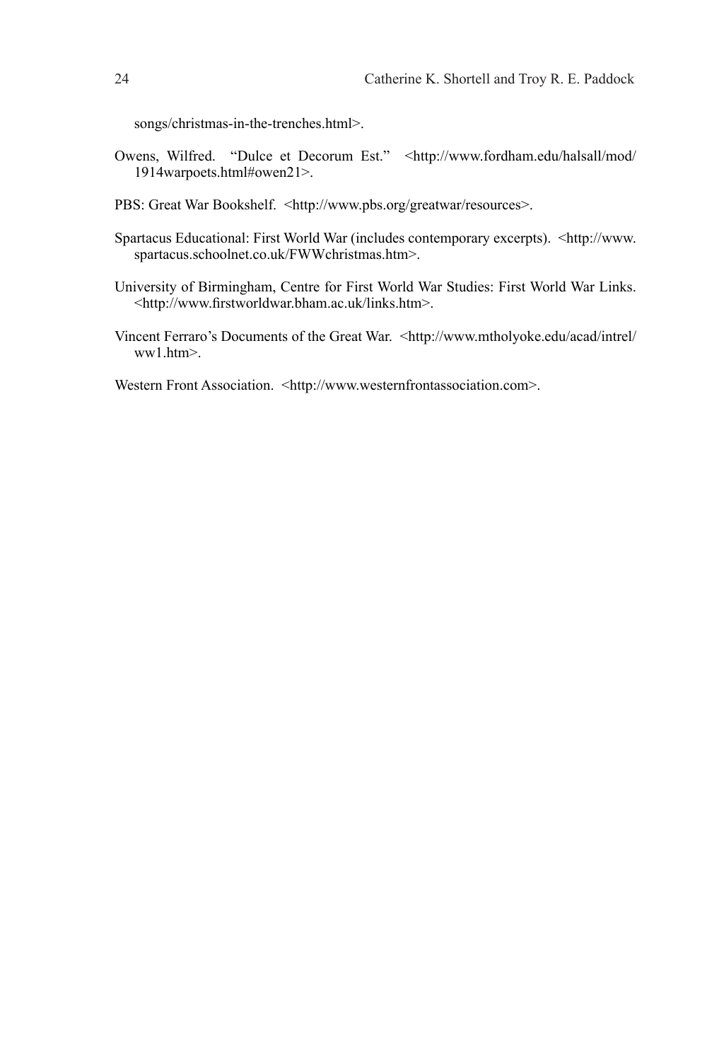songs/christmas-in-the-trenches.html>.

Owens, Wilfred. "Dulce et Decorum Est." <http://www.fordham.edu/halsall/mod/1914warpoets.html#owen21>.

PBS: Great War Bookshelf. <http://www.pbs.org/greatwar/resources>.

Spartacus Educational: First World War (includes contemporary excerpts). <http://www.spartacus.schoolnet.co.uk/FWWchristmas.htm>.

University of Birmingham, Centre for First World War Studies: First World War Links. <http://www.firstworldwar.bham.ac.uk/links.htm>.

Vincent Ferraro's Documents of the Great War. <http://www.mtholyoke.edu/acad/intrel/ww1.htm>.

Western Front Association. <http://www.westernfrontassociation.com>.